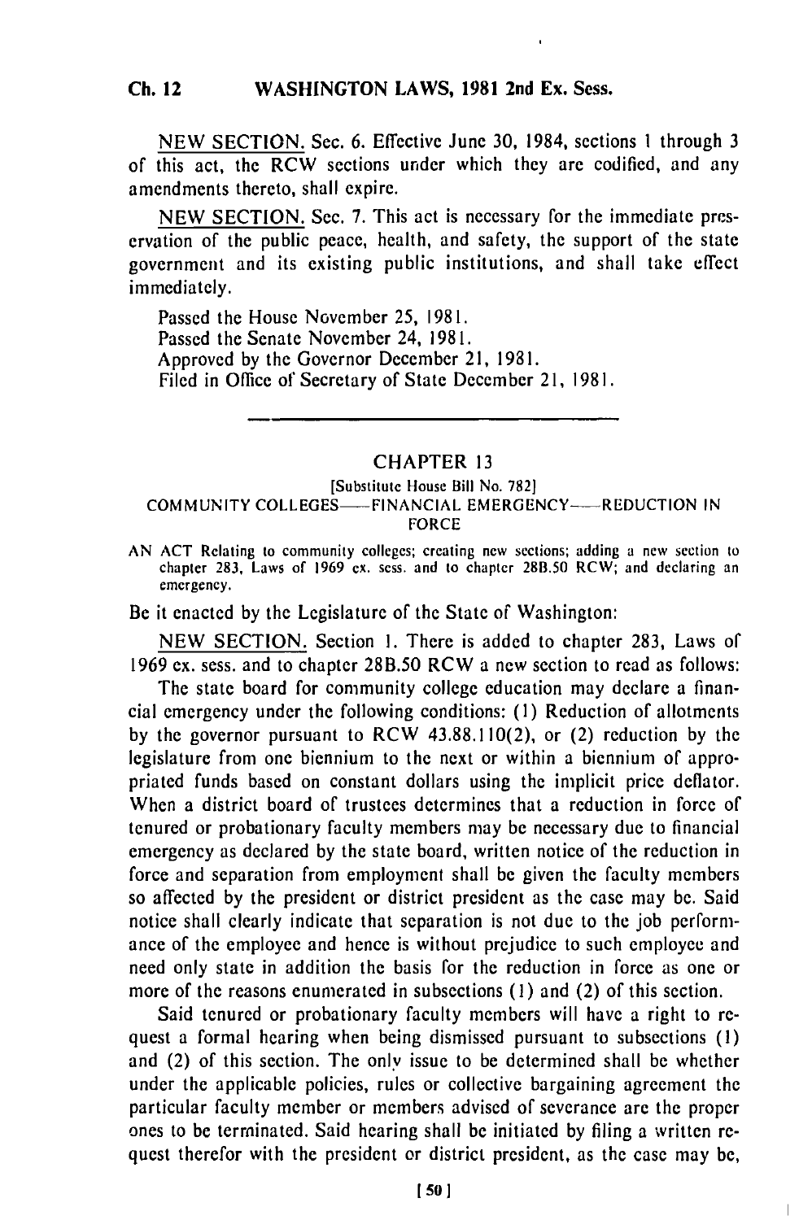NEW SECTION. Sec. 6. Effective June 30, 1984, sections 1 through 3 of this act, the RCW sections under which they are codified, and any amendments thereto, shall expire.

NEW SECTION. Sec. 7. This act is necessary for the immediate preservation of the public peace, health, and safety, the support of the state government and its existing public institutions, and shall take effect immediately.

Passed the House November 25, 1981.
Passed the Senate November 24, 1981.
Approved by the Governor December 21, 1981.
Filed in Office of Secretary of State December 21, 1981.

---

## CHAPTER 13

[Substitute House Bill No. 782]

COMMUNITY COLLEGES——FINANCIAL EMERGENCY——REDUCTION IN FORCE

AN ACT Relating to community colleges; creating new sections; adding a new section to chapter 283, Laws of 1969 ex. sess. and to chapter 28B.50 RCW; and declaring an emergency.

Be it enacted by the Legislature of the State of Washington:

NEW SECTION. Section 1. There is added to chapter 283, Laws of 1969 ex. sess. and to chapter 28B.50 RCW a new section to read as follows:

The state board for community college education may declare a financial emergency under the following conditions: (1) Reduction of allotments by the governor pursuant to RCW 43.88.110(2), or (2) reduction by the legislature from one biennium to the next or within a biennium of appropriated funds based on constant dollars using the implicit price deflator. When a district board of trustees determines that a reduction in force of tenured or probationary faculty members may be necessary due to financial emergency as declared by the state board, written notice of the reduction in force and separation from employment shall be given the faculty members so affected by the president or district president as the case may be. Said notice shall clearly indicate that separation is not due to the job performance of the employee and hence is without prejudice to such employee and need only state in addition the basis for the reduction in force as one or more of the reasons enumerated in subsections (1) and (2) of this section.

Said tenured or probationary faculty members will have a right to request a formal hearing when being dismissed pursuant to subsections (1) and (2) of this section. The only issue to be determined shall be whether under the applicable policies, rules or collective bargaining agreement the particular faculty member or members advised of severance are the proper ones to be terminated. Said hearing shall be initiated by filing a written request therefor with the president or district president, as the case may be,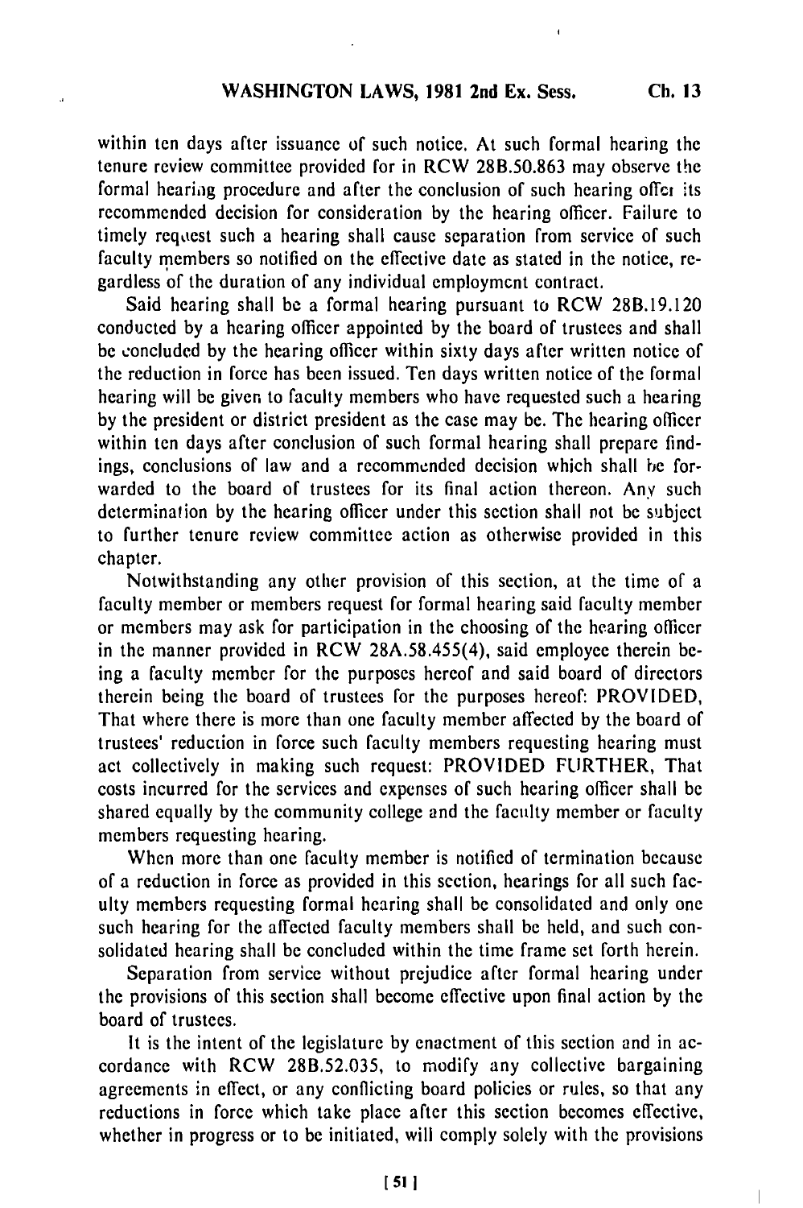within ten days after issuance of such notice. At such formal hearing the tenure review committee provided for in RCW 28B.50.863 may observe the formal hearing procedure and after the conclusion of such hearing offer its recommended decision for consideration by the hearing officer. Failure to timely request such a hearing shall cause separation from service of such faculty members so notified on the effective date as stated in the notice, regardless of the duration of any individual employment contract.

Said hearing shall be a formal hearing pursuant to RCW 28B.19.120 conducted by a hearing officer appointed by the board of trustees and shall be concluded by the hearing officer within sixty days after written notice of the reduction in force has been issued. Ten days written notice of the formal hearing will be given to faculty members who have requested such a hearing by the president or district president as the case may be. The hearing officer within ten days after conclusion of such formal hearing shall prepare findings, conclusions of law and a recommended decision which shall be forwarded to the board of trustees for its final action thereon. Any such determination by the hearing officer under this section shall not be subject to further tenure review committee action as otherwise provided in this chapter.

Notwithstanding any other provision of this section, at the time of a faculty member or members request for formal hearing said faculty member or members may ask for participation in the choosing of the hearing officer in the manner provided in RCW 28A.58.455(4), said employee therein being a faculty member for the purposes hereof and said board of directors therein being the board of trustees for the purposes hereof: PROVIDED, That where there is more than one faculty member affected by the board of trustees' reduction in force such faculty members requesting hearing must act collectively in making such request: PROVIDED FURTHER, That costs incurred for the services and expenses of such hearing officer shall be shared equally by the community college and the faculty member or faculty members requesting hearing.

When more than one faculty member is notified of termination because of a reduction in force as provided in this section, hearings for all such faculty members requesting formal hearing shall be consolidated and only one such hearing for the affected faculty members shall be held, and such consolidated hearing shall be concluded within the time frame set forth herein.

Separation from service without prejudice after formal hearing under the provisions of this section shall become effective upon final action by the board of trustees.

It is the intent of the legislature by enactment of this section and in accordance with RCW 28B.52.035, to modify any collective bargaining agreements in effect, or any conflicting board policies or rules, so that any reductions in force which take place after this section becomes effective, whether in progress or to be initiated, will comply solely with the provisions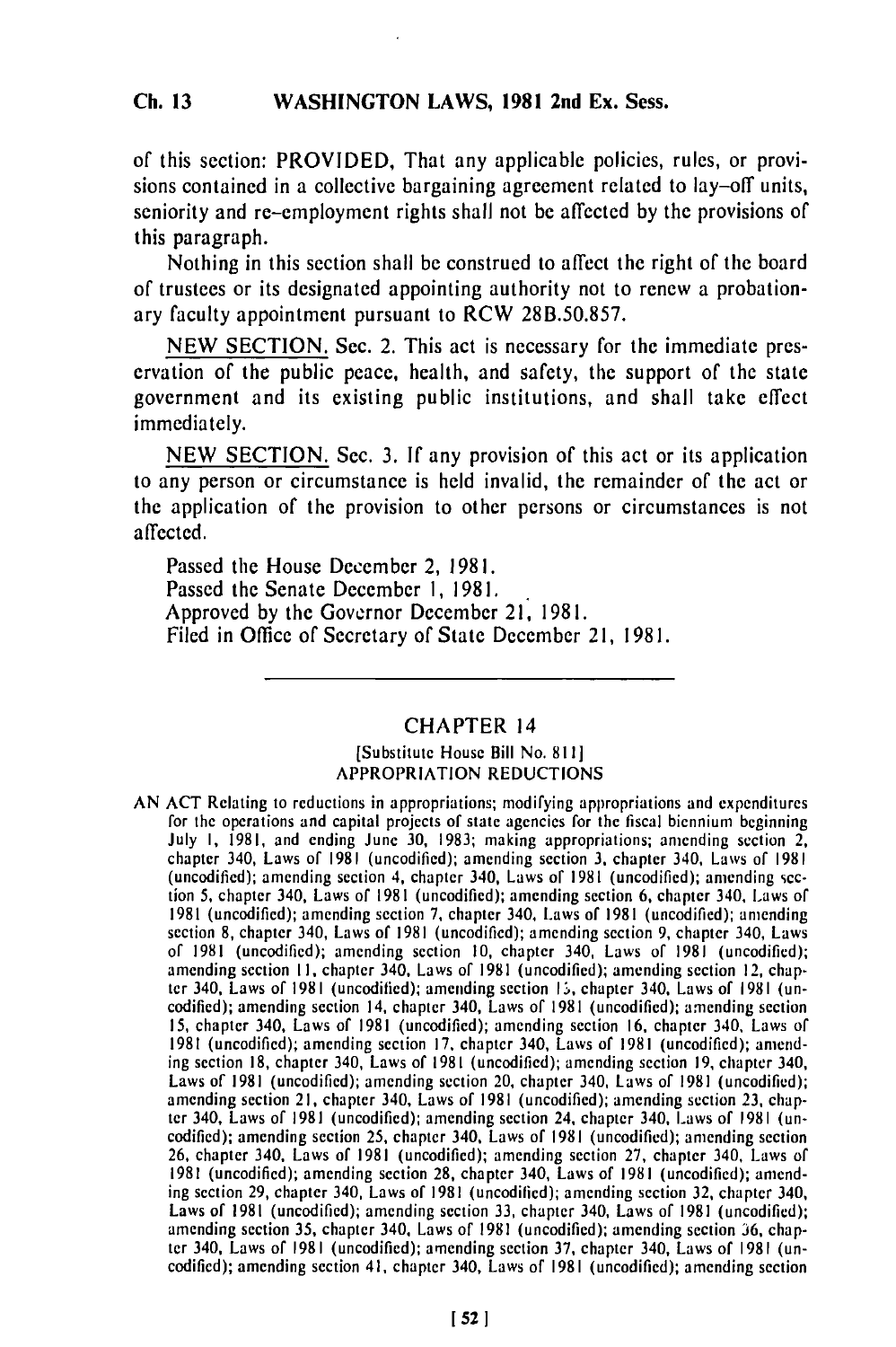of this section: PROVIDED, That any applicable policies, rules, or provisions contained in a collective bargaining agreement related to lay-off units, seniority and re-employment rights shall not be affected by the provisions of this paragraph.

Nothing in this section shall be construed to affect the right of the board of trustees or its designated appointing authority not to renew a probationary faculty appointment pursuant to RCW 28B.50.857.

NEW SECTION. Sec. 2. This act is necessary for the immediate preservation of the public peace, health, and safety, the support of the state government and its existing public institutions, and shall take effect immediately.

NEW SECTION. Sec. 3. If any provision of this act or its application to any person or circumstance is held invalid, the remainder of the act or the application of the provision to other persons or circumstances is not affected.

Passed the House December 2, 1981.
Passed the Senate December 1, 1981.
Approved by the Governor December 21, 1981.
Filed in Office of Secretary of State December 21, 1981.

---

## CHAPTER 14

[Substitute House Bill No. 811]
APPROPRIATION REDUCTIONS

AN ACT Relating to reductions in appropriations; modifying appropriations and expenditures for the operations and capital projects of state agencies for the fiscal biennium beginning July 1, 1981, and ending June 30, 1983; making appropriations; amending section 2, chapter 340, Laws of 1981 (uncodified); amending section 3, chapter 340, Laws of 1981 (uncodified); amending section 4, chapter 340, Laws of 1981 (uncodified); amending section 5, chapter 340, Laws of 1981 (uncodified); amending section 6, chapter 340, Laws of 1981 (uncodified); amending section 7, chapter 340, Laws of 1981 (uncodified); amending section 8, chapter 340, Laws of 1981 (uncodified); amending section 9, chapter 340, Laws of 1981 (uncodified); amending section 10, chapter 340, Laws of 1981 (uncodified); amending section 11, chapter 340, Laws of 1981 (uncodified); amending section 12, chapter 340, Laws of 1981 (uncodified); amending section 13, chapter 340, Laws of 1981 (uncodified); amending section 14, chapter 340, Laws of 1981 (uncodified); amending section 15, chapter 340, Laws of 1981 (uncodified); amending section 16, chapter 340, Laws of 1981 (uncodified); amending section 17, chapter 340, Laws of 1981 (uncodified); amending section 18, chapter 340, Laws of 1981 (uncodified); amending section 19, chapter 340, Laws of 1981 (uncodified); amending section 20, chapter 340, Laws of 1981 (uncodified); amending section 21, chapter 340, Laws of 1981 (uncodified); amending section 23, chapter 340, Laws of 1981 (uncodified); amending section 24, chapter 340, Laws of 1981 (uncodified); amending section 25, chapter 340, Laws of 1981 (uncodified); amending section 26, chapter 340, Laws of 1981 (uncodified); amending section 27, chapter 340, Laws of 1981 (uncodified); amending section 28, chapter 340, Laws of 1981 (uncodified); amending section 29, chapter 340, Laws of 1981 (uncodified); amending section 32, chapter 340, Laws of 1981 (uncodified); amending section 33, chapter 340, Laws of 1981 (uncodified); amending section 35, chapter 340, Laws of 1981 (uncodified); amending section 36, chapter 340, Laws of 1981 (uncodified); amending section 37, chapter 340, Laws of 1981 (uncodified); amending section 41, chapter 340, Laws of 1981 (uncodified); amending section